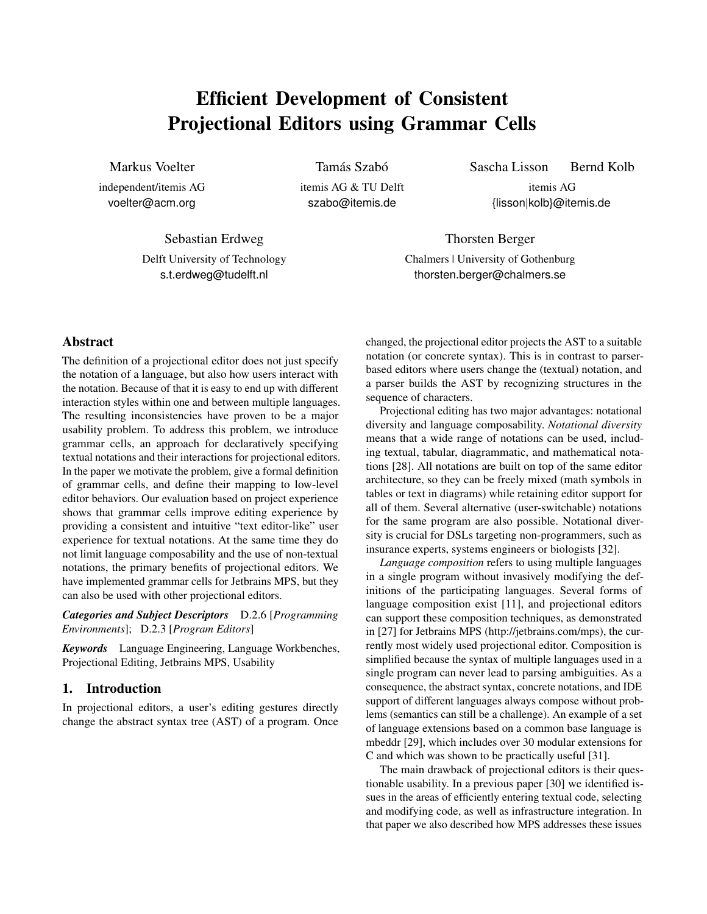# Efficient Development of Consistent Projectional Editors using Grammar Cells

Markus Voelter
independent/itemis AG
voelter@acm.org

Tamás Szabó
itemis AG & TU Delft
szabo@itemis.de

Sascha Lisson    Bernd Kolb
itemis AG
{lisson|kolb}@itemis.de

Sebastian Erdweg
Delft University of Technology
s.t.erdweg@tudelft.nl

Thorsten Berger
Chalmers | University of Gothenburg
thorsten.berger@chalmers.se

## Abstract

The definition of a projectional editor does not just specify the notation of a language, but also how users interact with the notation. Because of that it is easy to end up with different interaction styles within one and between multiple languages. The resulting inconsistencies have proven to be a major usability problem. To address this problem, we introduce grammar cells, an approach for declaratively specifying textual notations and their interactions for projectional editors. In the paper we motivate the problem, give a formal definition of grammar cells, and define their mapping to low-level editor behaviors. Our evaluation based on project experience shows that grammar cells improve editing experience by providing a consistent and intuitive "text editor-like" user experience for textual notations. At the same time they do not limit language composability and the use of non-textual notations, the primary benefits of projectional editors. We have implemented grammar cells for Jetbrains MPS, but they can also be used with other projectional editors.

***Categories and Subject Descriptors*** D.2.6 [*Programming Environments*]; D.2.3 [*Program Editors*]

***Keywords*** Language Engineering, Language Workbenches, Projectional Editing, Jetbrains MPS, Usability

## 1. Introduction

In projectional editors, a user's editing gestures directly change the abstract syntax tree (AST) of a program. Once changed, the projectional editor projects the AST to a suitable notation (or concrete syntax). This is in contrast to parser-based editors where users change the (textual) notation, and a parser builds the AST by recognizing structures in the sequence of characters.

Projectional editing has two major advantages: notational diversity and language composability. *Notational diversity* means that a wide range of notations can be used, including textual, tabular, diagrammatic, and mathematical notations [28]. All notations are built on top of the same editor architecture, so they can be freely mixed (math symbols in tables or text in diagrams) while retaining editor support for all of them. Several alternative (user-switchable) notations for the same program are also possible. Notational diversity is crucial for DSLs targeting non-programmers, such as insurance experts, systems engineers or biologists [32].

*Language composition* refers to using multiple languages in a single program without invasively modifying the definitions of the participating languages. Several forms of language composition exist [11], and projectional editors can support these composition techniques, as demonstrated in [27] for Jetbrains MPS (http://jetbrains.com/mps), the currently most widely used projectional editor. Composition is simplified because the syntax of multiple languages used in a single program can never lead to parsing ambiguities. As a consequence, the abstract syntax, concrete notations, and IDE support of different languages always compose without problems (semantics can still be a challenge). An example of a set of language extensions based on a common base language is mbeddr [29], which includes over 30 modular extensions for C and which was shown to be practically useful [31].

The main drawback of projectional editors is their questionable usability. In a previous paper [30] we identified issues in the areas of efficiently entering textual code, selecting and modifying code, as well as infrastructure integration. In that paper we also described how MPS addresses these issues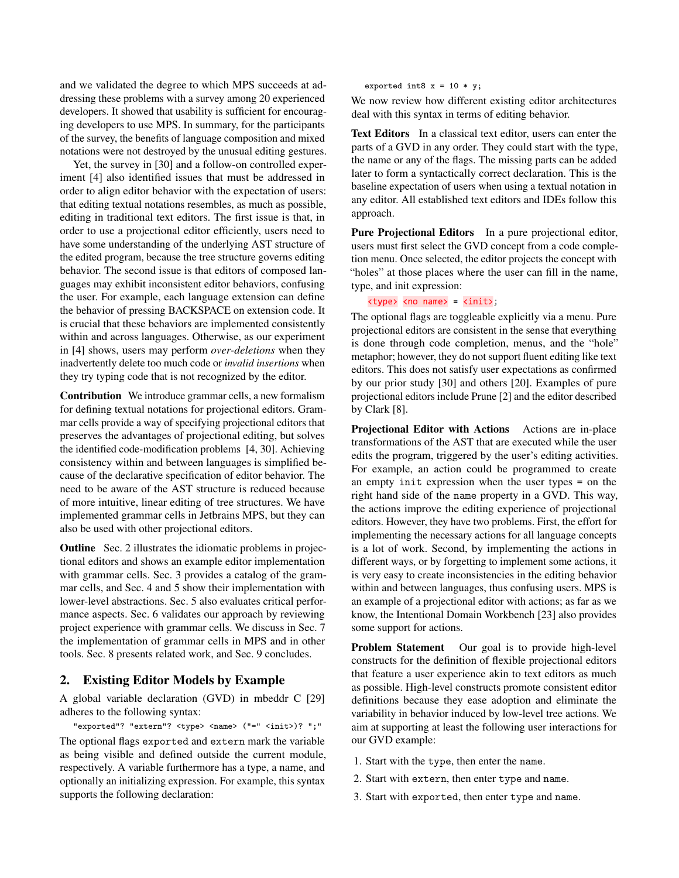and we validated the degree to which MPS succeeds at addressing these problems with a survey among 20 experienced developers. It showed that usability is sufficient for encouraging developers to use MPS. In summary, for the participants of the survey, the benefits of language composition and mixed notations were not destroyed by the unusual editing gestures.

Yet, the survey in [30] and a follow-on controlled experiment [4] also identified issues that must be addressed in order to align editor behavior with the expectation of users: that editing textual notations resembles, as much as possible, editing in traditional text editors. The first issue is that, in order to use a projectional editor efficiently, users need to have some understanding of the underlying AST structure of the edited program, because the tree structure governs editing behavior. The second issue is that editors of composed languages may exhibit inconsistent editor behaviors, confusing the user. For example, each language extension can define the behavior of pressing BACKSPACE on extension code. It is crucial that these behaviors are implemented consistently within and across languages. Otherwise, as our experiment in [4] shows, users may perform *over-deletions* when they inadvertently delete too much code or *invalid insertions* when they try typing code that is not recognized by the editor.

**Contribution** We introduce grammar cells, a new formalism for defining textual notations for projectional editors. Grammar cells provide a way of specifying projectional editors that preserves the advantages of projectional editing, but solves the identified code-modification problems [4, 30]. Achieving consistency within and between languages is simplified because of the declarative specification of editor behavior. The need to be aware of the AST structure is reduced because of more intuitive, linear editing of tree structures. We have implemented grammar cells in Jetbrains MPS, but they can also be used with other projectional editors.

**Outline** Sec. 2 illustrates the idiomatic problems in projectional editors and shows an example editor implementation with grammar cells. Sec. 3 provides a catalog of the grammar cells, and Sec. 4 and 5 show their implementation with lower-level abstractions. Sec. 5 also evaluates critical performance aspects. Sec. 6 validates our approach by reviewing project experience with grammar cells. We discuss in Sec. 7 the implementation of grammar cells in MPS and in other tools. Sec. 8 presents related work, and Sec. 9 concludes.

## 2. Existing Editor Models by Example

A global variable declaration (GVD) in mbeddr C [29] adheres to the following syntax:

```
"exported"? "extern"? <type> <name> ("=" <init>)? ";"
```

The optional flags `exported` and `extern` mark the variable as being visible and defined outside the current module, respectively. A variable furthermore has a type, a name, and optionally an initializing expression. For example, this syntax supports the following declaration:

```
exported int8 x = 10 * y;
```

We now review how different existing editor architectures deal with this syntax in terms of editing behavior.

**Text Editors** In a classical text editor, users can enter the parts of a GVD in any order. They could start with the type, the name or any of the flags. The missing parts can be added later to form a syntactically correct declaration. This is the baseline expectation of users when using a textual notation in any editor. All established text editors and IDEs follow this approach.

**Pure Projectional Editors** In a pure projectional editor, users must first select the GVD concept from a code completion menu. Once selected, the editor projects the concept with "holes" at those places where the user can fill in the name, type, and init expression:

```
<type> <no name> = <init>;
```

The optional flags are toggleable explicitly via a menu. Pure projectional editors are consistent in the sense that everything is done through code completion, menus, and the "hole" metaphor; however, they do not support fluent editing like text editors. This does not satisfy user expectations as confirmed by our prior study [30] and others [20]. Examples of pure projectional editors include Prune [2] and the editor described by Clark [8].

**Projectional Editor with Actions** Actions are in-place transformations of the AST that are executed while the user edits the program, triggered by the user's editing activities. For example, an action could be programmed to create an empty `init` expression when the user types `=` on the right hand side of the `name` property in a GVD. This way, the actions improve the editing experience of projectional editors. However, they have two problems. First, the effort for implementing the necessary actions for all language concepts is a lot of work. Second, by implementing the actions in different ways, or by forgetting to implement some actions, it is very easy to create inconsistencies in the editing behavior within and between languages, thus confusing users. MPS is an example of a projectional editor with actions; as far as we know, the Intentional Domain Workbench [23] also provides some support for actions.

**Problem Statement** Our goal is to provide high-level constructs for the definition of flexible projectional editors that feature a user experience akin to text editors as much as possible. High-level constructs promote consistent editor definitions because they ease adoption and eliminate the variability in behavior induced by low-level tree actions. We aim at supporting at least the following user interactions for our GVD example:

1. Start with the `type`, then enter the `name`.
2. Start with `extern`, then enter `type` and `name`.
3. Start with `exported`, then enter `type` and `name`.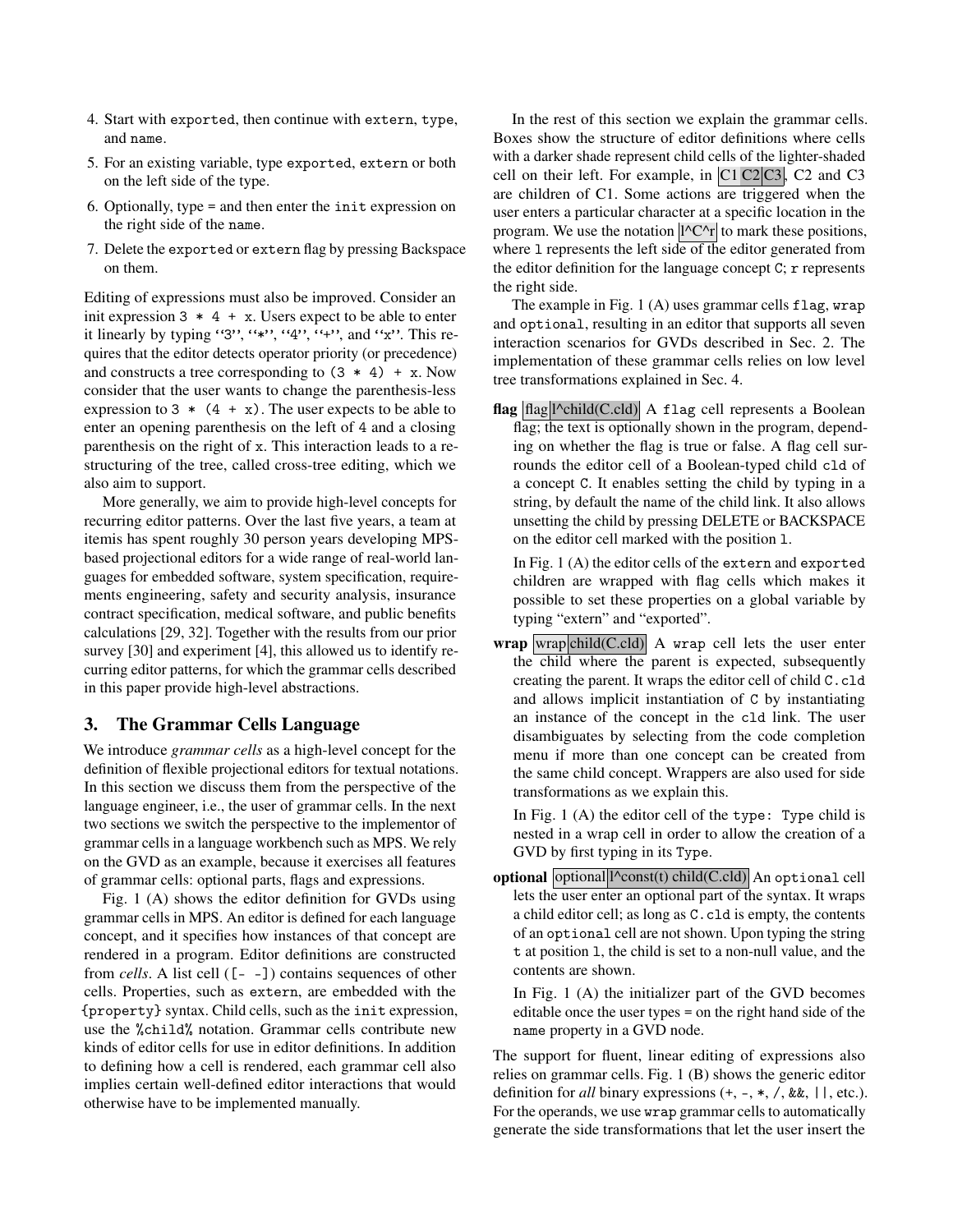4. Start with `exported`, then continue with `extern`, `type`, and `name`.
5. For an existing variable, type `exported`, `extern` or both on the left side of the type.
6. Optionally, type = and then enter the `init` expression on the right side of the `name`.
7. Delete the `exported` or `extern` flag by pressing Backspace on them.

Editing of expressions must also be improved. Consider an init expression `3 * 4 + x`. Users expect to be able to enter it linearly by typing ''3'', ''*'', ''4'', ''+'', and ''x''. This requires that the editor detects operator priority (or precedence) and constructs a tree corresponding to `(3 * 4) + x`. Now consider that the user wants to change the parenthesis-less expression to `3 * (4 + x)`. The user expects to be able to enter an opening parenthesis on the left of 4 and a closing parenthesis on the right of x. This interaction leads to a restructuring of the tree, called cross-tree editing, which we also aim to support.

More generally, we aim to provide high-level concepts for recurring editor patterns. Over the last five years, a team at itemis has spent roughly 30 person years developing MPS-based projectional editors for a wide range of real-world languages for embedded software, system specification, requirements engineering, safety and security analysis, insurance contract specification, medical software, and public benefits calculations [29, 32]. Together with the results from our prior survey [30] and experiment [4], this allowed us to identify recurring editor patterns, for which the grammar cells described in this paper provide high-level abstractions.

## 3. The Grammar Cells Language

We introduce *grammar cells* as a high-level concept for the definition of flexible projectional editors for textual notations. In this section we discuss them from the perspective of the language engineer, i.e., the user of grammar cells. In the next two sections we switch the perspective to the implementor of grammar cells in a language workbench such as MPS. We rely on the GVD as an example, because it exercises all features of grammar cells: optional parts, flags and expressions.

Fig. 1 (A) shows the editor definition for GVDs using grammar cells in MPS. An editor is defined for each language concept, and it specifies how instances of that concept are rendered in a program. Editor definitions are constructed from *cells*. A list cell (`[- -]`) contains sequences of other cells. Properties, such as `extern`, are embedded with the `{property}` syntax. Child cells, such as the `init` expression, use the `%child%` notation. Grammar cells contribute new kinds of editor cells for use in editor definitions. In addition to defining how a cell is rendered, each grammar cell also implies certain well-defined editor interactions that would otherwise have to be implemented manually.

In the rest of this section we explain the grammar cells. Boxes show the structure of editor definitions where cells with a darker shade represent child cells of the lighter-shaded cell on their left. For example, in C1 C2 C3, C2 and C3 are children of C1. Some actions are triggered when the user enters a particular character at a specific location in the program. We use the notation l^C^r to mark these positions, where `l` represents the left side of the editor generated from the editor definition for the language concept `C`; `r` represents the right side.

The example in Fig. 1 (A) uses grammar cells `flag`, `wrap` and `optional`, resulting in an editor that supports all seven interaction scenarios for GVDs described in Sec. 2. The implementation of these grammar cells relies on low level tree transformations explained in Sec. 4.

**flag** flag l^child(C.cld) A `flag` cell represents a Boolean flag; the text is optionally shown in the program, depending on whether the flag is true or false. A flag cell surrounds the editor cell of a Boolean-typed child `cld` of a concept `C`. It enables setting the child by typing in a string, by default the name of the child link. It also allows unsetting the child by pressing DELETE or BACKSPACE on the editor cell marked with the position `l`.

In Fig. 1 (A) the editor cells of the `extern` and `exported` children are wrapped with flag cells which makes it possible to set these properties on a global variable by typing “extern” and “exported”.

**wrap** wrap child(C.cld) A `wrap` cell lets the user enter the child where the parent is expected, subsequently creating the parent. It wraps the editor cell of child `C.cld` and allows implicit instantiation of `C` by instantiating an instance of the concept in the `cld` link. The user disambiguates by selecting from the code completion menu if more than one concept can be created from the same child concept. Wrappers are also used for side transformations as we explain this.

In Fig. 1 (A) the editor cell of the `type: Type` child is nested in a wrap cell in order to allow the creation of a GVD by first typing in its `Type`.

**optional** optional l^const(t) child(C.cld) An `optional` cell lets the user enter an optional part of the syntax. It wraps a child editor cell; as long as `C.cld` is empty, the contents of an `optional` cell are not shown. Upon typing the string `t` at position `l`, the child is set to a non-null value, and the contents are shown.

In Fig. 1 (A) the initializer part of the GVD becomes editable once the user types = on the right hand side of the `name` property in a GVD node.

The support for fluent, linear editing of expressions also relies on grammar cells. Fig. 1 (B) shows the generic editor definition for *all* binary expressions (`+`, `-`, `*`, `/`, `&&`, `||`, etc.). For the operands, we use `wrap` grammar cells to automatically generate the side transformations that let the user insert the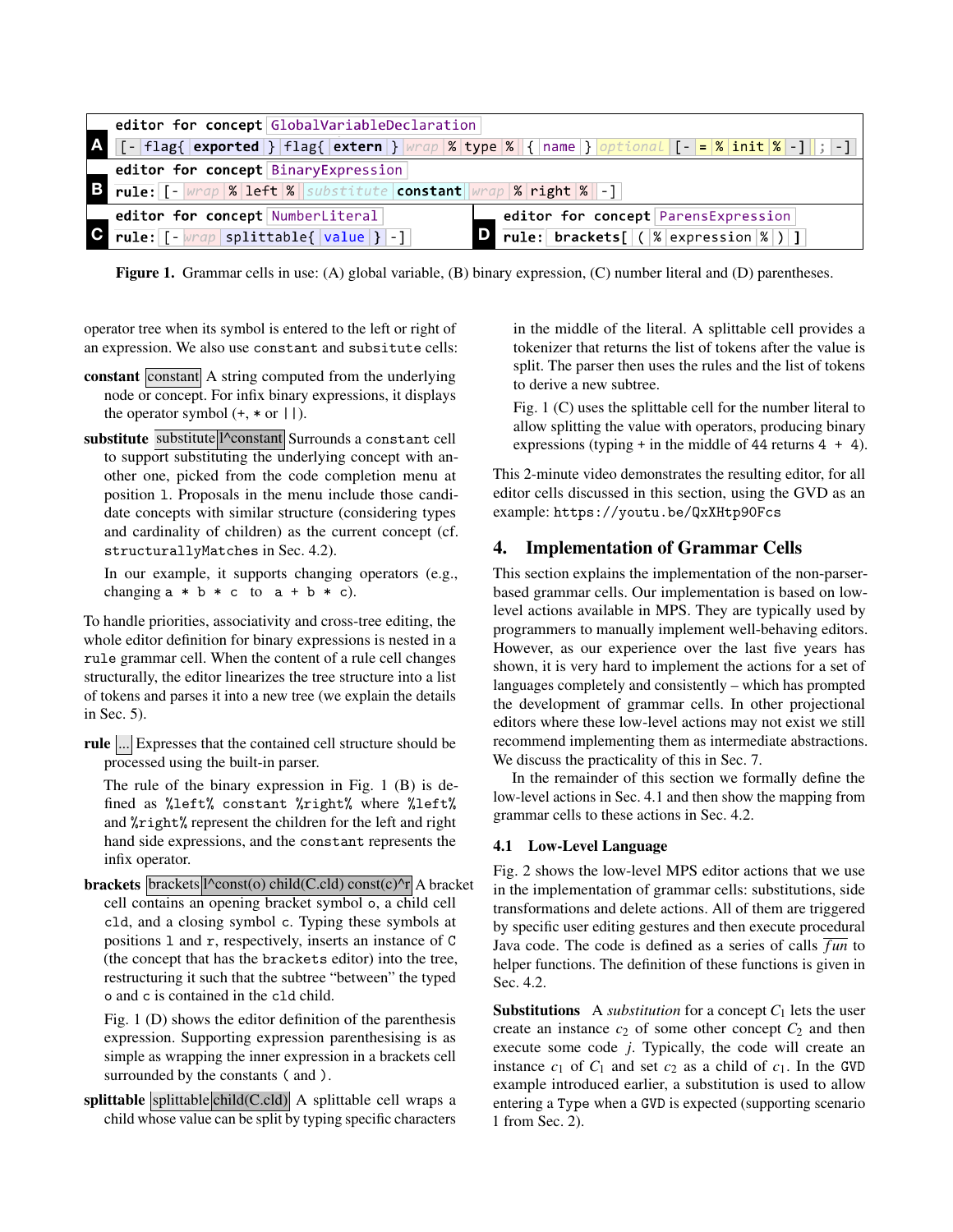```
editor for concept GlobalVariableDeclaration
A  [- flag{ exported } flag{ extern } wrap % type % { name } optional [- = % init % -] ; -]
editor for concept BinaryExpression
B  rule: [- wrap % left % substitute constant wrap % right % -]
editor for concept NumberLiteral
C  rule: [- wrap splittable{ value } -]
editor for concept ParensExpression
D  rule: brackets[ ( % expression % ) ]
```

**Figure 1.** Grammar cells in use: (A) global variable, (B) binary expression, (C) number literal and (D) parentheses.

operator tree when its symbol is entered to the left or right of an expression. We also use `constant` and `subsitute` cells:

**constant** `constant` A string computed from the underlying node or concept. For infix binary expressions, it displays the operator symbol (+, * or ||).

**substitute** `substitute l^constant` Surrounds a `constant` cell to support substituting the underlying concept with another one, picked from the code completion menu at position `l`. Proposals in the menu include those candidate concepts with similar structure (considering types and cardinality of children) as the current concept (cf. `structurallyMatches` in Sec. 4.2).

In our example, it supports changing operators (e.g., changing `a * b * c` to `a + b * c`).

To handle priorities, associativity and cross-tree editing, the whole editor definition for binary expressions is nested in a `rule` grammar cell. When the content of a rule cell changes structurally, the editor linearizes the tree structure into a list of tokens and parses it into a new tree (we explain the details in Sec. 5).

**rule** `...` Expresses that the contained cell structure should be processed using the built-in parser.

The rule of the binary expression in Fig. 1 (B) is defined as `%left% constant %right%` where `%left%` and `%right%` represent the children for the left and right hand side expressions, and the `constant` represents the infix operator.

**brackets** `brackets l^const(o) child(C.cld) const(c)^r` A bracket cell contains an opening bracket symbol `o`, a child cell `cld`, and a closing symbol `c`. Typing these symbols at positions `l` and `r`, respectively, inserts an instance of `C` (the concept that has the `brackets` editor) into the tree, restructuring it such that the subtree "between" the typed `o` and `c` is contained in the `cld` child.

Fig. 1 (D) shows the editor definition of the parenthesis expression. Supporting expression parenthesising is as simple as wrapping the inner expression in a brackets cell surrounded by the constants `(` and `)`.

**splittable** `splittable child(C.cld)` A splittable cell wraps a child whose value can be split by typing specific characters in the middle of the literal. A splittable cell provides a tokenizer that returns the list of tokens after the value is split. The parser then uses the rules and the list of tokens to derive a new subtree.

Fig. 1 (C) uses the splittable cell for the number literal to allow splitting the value with operators, producing binary expressions (typing + in the middle of 44 returns `4 + 4`).

This 2-minute video demonstrates the resulting editor, for all editor cells discussed in this section, using the GVD as an example: `https://youtu.be/QxXHtp9OFcs`

## 4. Implementation of Grammar Cells

This section explains the implementation of the non-parser-based grammar cells. Our implementation is based on low-level actions available in MPS. They are typically used by programmers to manually implement well-behaving editors. However, as our experience over the last five years has shown, it is very hard to implement the actions for a set of languages completely and consistently – which has prompted the development of grammar cells. In other projectional editors where these low-level actions may not exist we still recommend implementing them as intermediate abstractions. We discuss the practicality of this in Sec. 7.

In the remainder of this section we formally define the low-level actions in Sec. 4.1 and then show the mapping from grammar cells to these actions in Sec. 4.2.

### 4.1 Low-Level Language

Fig. 2 shows the low-level MPS editor actions that we use in the implementation of grammar cells: substitutions, side transformations and delete actions. All of them are triggered by specific user editing gestures and then execute procedural Java code. The code is defined as a series of calls *fun* to helper functions. The definition of these functions is given in Sec. 4.2.

**Substitutions** A *substitution* for a concept $C_1$ lets the user create an instance $c_2$ of some other concept $C_2$ and then execute some code $j$. Typically, the code will create an instance $c_1$ of $C_1$ and set $c_2$ as a child of $c_1$. In the GVD example introduced earlier, a substitution is used to allow entering a `Type` when a `GVD` is expected (supporting scenario 1 from Sec. 2).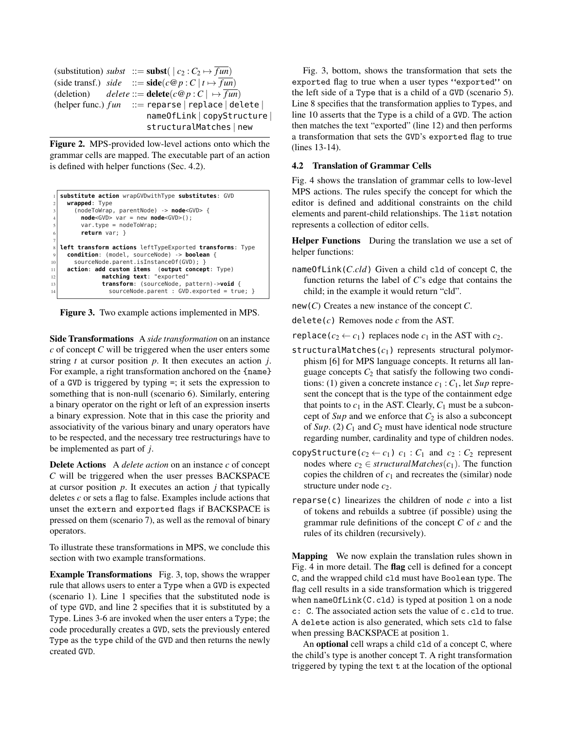$$
\begin{array}{llcl}
\text{(substitution)} & subst & ::= & \mathbf{subst}(\ |\ c_2 : C_2 \mapsto \overline{fun}) \\
\text{(side transf.)} & side & ::= & \mathbf{side}(c@p : C\ |\ t \mapsto \overline{fun}) \\
\text{(deletion)} & delete & ::= & \mathbf{delete}(c@p : C\ |\ \mapsto \overline{fun}) \\
\text{(helper func.)} & fun & ::= & \texttt{reparse} \mid \texttt{replace} \mid \texttt{delete} \mid \\
 & & & \texttt{nameOfLink} \mid \texttt{copyStructure} \mid \\
 & & & \texttt{structuralMatches} \mid \texttt{new}
\end{array}
$$

**Figure 2.** MPS-provided low-level actions onto which the grammar cells are mapped. The executable part of an action is defined with helper functions (Sec. 4.2).

```
1  substitute action wrapGVDwithType substitutes: GVD
2    wrapped: Type
3      (nodeToWrap, parentNode) -> node<GVD> {
4        node<GVD> var = new node<GVD>();
5        var.type = nodeToWrap;
6        return var; }
7
8  left transform actions leftTypeExported transforms: Type
9    condition: (model, sourceNode) -> boolean {
10     sourceNode.parent.isInstanceOf(GVD); }
11   action: add custom items  (output concept: Type)
12             matching text: "exported"
13             transform: (sourceNode, pattern)->void {
14               sourceNode.parent : GVD.exported = true; }
```

**Figure 3.** Two example actions implemented in MPS.

**Side Transformations** A *side transformation* on an instance $c$ of concept $C$ will be triggered when the user enters some string $t$ at cursor position $p$. It then executes an action $j$. For example, a right transformation anchored on the {name} of a GVD is triggered by typing =; it sets the expression to something that is non-null (scenario 6). Similarly, entering a binary operator on the right or left of an expression inserts a binary expression. Note that in this case the priority and associativity of the various binary and unary operators have to be respected, and the necessary tree restructurings have to be implemented as part of $j$.

**Delete Actions** A *delete action* on an instance $c$ of concept $C$ will be triggered when the user presses BACKSPACE at cursor position $p$. It executes an action $j$ that typically deletes $c$ or sets a flag to false. Examples include actions that unset the extern and exported flags if BACKSPACE is pressed on them (scenario 7), as well as the removal of binary operators.

To illustrate these transformations in MPS, we conclude this section with two example transformations.

**Example Transformations** Fig. 3, top, shows the wrapper rule that allows users to enter a Type when a GVD is expected (scenario 1). Line 1 specifies that the substituted node is of type GVD, and line 2 specifies that it is substituted by a Type. Lines 3-6 are invoked when the user enters a Type; the code procedurally creates a GVD, sets the previously entered Type as the type child of the GVD and then returns the newly created GVD.

Fig. 3, bottom, shows the transformation that sets the exported flag to true when a user types "exported" on the left side of a Type that is a child of a GVD (scenario 5). Line 8 specifies that the transformation applies to Types, and line 10 asserts that the Type is a child of a GVD. The action then matches the text "exported" (line 12) and then performs a transformation that sets the GVD's exported flag to true (lines 13-14).

### 4.2 Translation of Grammar Cells

Fig. 4 shows the translation of grammar cells to low-level MPS actions. The rules specify the concept for which the editor is defined and additional constraints on the child elements and parent-child relationships. The list notation represents a collection of editor cells.

**Helper Functions** During the translation we use a set of helper functions:

- nameOfLink($C.cld$) Given a child cld of concept C, the function returns the label of $C$'s edge that contains the child; in the example it would return "cld".
- new($C$) Creates a new instance of the concept $C$.
- delete($c$) Removes node $c$ from the AST.
- replace($c_2 \leftarrow c_1$) replaces node $c_1$ in the AST with $c_2$.
- structuralMatches($c_1$) represents structural polymorphism [6] for MPS language concepts. It returns all language concepts $C_2$ that satisfy the following two conditions: (1) given a concrete instance $c_1 : C_1$, let $Sup$ represent the concept that is the type of the containment edge that points to $c_1$ in the AST. Clearly, $C_1$ must be a subconcept of $Sup$ and we enforce that $C_2$ is also a subconcept of $Sup$. (2) $C_1$ and $C_2$ must have identical node structure regarding number, cardinality and type of children nodes.
- copyStructure($c_2 \leftarrow c_1$) $c_1 : C_1$ and $c_2 : C_2$ represent nodes where $c_2 \in structuralMatches(c_1)$. The function copies the children of $c_1$ and recreates the (similar) node structure under node $c_2$.
- reparse(c) linearizes the children of node $c$ into a list of tokens and rebuilds a subtree (if possible) using the grammar rule definitions of the concept $C$ of $c$ and the rules of its children (recursively).

**Mapping** We now explain the translation rules shown in Fig. 4 in more detail. The **flag** cell is defined for a concept C, and the wrapped child cld must have Boolean type. The flag cell results in a side transformation which is triggered when nameOfLink(C.cld) is typed at position l on a node c: C. The associated action sets the value of c.cld to true. A delete action is also generated, which sets cld to false when pressing BACKSPACE at position l.

An **optional** cell wraps a child cld of a concept C, where the child's type is another concept T. A right transformation triggered by typing the text t at the location of the optional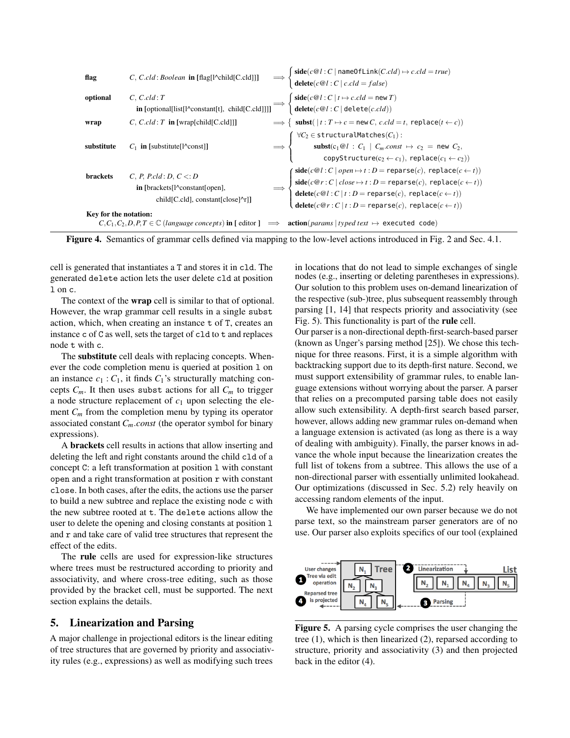| | | | |
|---|---|---|---|
| **flag** | $C$, $C.cld$ : *Boolean* **in** [flag[l^child[C.cld]]] | $\Longrightarrow$ | **side**($c@l : C$ \| nameOfLink($C.cld$) $\mapsto c.cld = true$)<br>**delete**($c@l : C$ \| $c.cld = false$) |
| **optional** | $C$, $C.cld : T$ **in** [optional[list[l^constant[t], child[C.cld]]]] | $\Longrightarrow$ | **side**($c@l : C$ \| $t \mapsto c.cld =$ new $T$)<br>**delete**($c@l : C$ \| delete($c.cld$)) |
| **wrap** | $C$, $C.cld : T$ **in** [wrap[child[C.cld]]] | $\Longrightarrow$ | **subst**( \| $t : T \mapsto c =$ new $C$, $c.cld = t$, replace($t \leftarrow c$)) |
| **substitute** | $C_1$ **in** [substitute[l^const]] | $\Longrightarrow$ | $\forall C_2 \in$ structuralMatches($C_1$) :<br>**subst**($c_1 @l : C_1$ \| $C_m.const \mapsto c_2 =$ new $C_2$, copyStructure($c_2 \leftarrow c_1$), replace($c_1 \leftarrow c_2$)) |
| **brackets** | $C$, $P$, $P.cld : D$, $C <: D$ **in** [brackets[l^constant[open], child[C.cld], constant[close]^r]] | $\Longrightarrow$ | **side**($c@l : C$ \| $open \mapsto t : D =$ reparse($c$), replace($c \leftarrow t$))<br>**side**($c@r : C$ \| $close \mapsto t : D =$ reparse($c$), replace($c \leftarrow t$))<br>**delete**($c@l : C$ \| $t : D =$ reparse($c$), replace($c \leftarrow t$))<br>**delete**($c@r : C$ \| $t : D =$ reparse($c$), replace($c \leftarrow t$)) |

**Key for the notation:**
$C, C_1, C_2, D, P, T \in \mathbb{C}$ (*language concepts*) **in** [ editor ] $\Longrightarrow$ **action**(*params* | *typed text* $\mapsto$ executed code)

**Figure 4.** Semantics of grammar cells defined via mapping to the low-level actions introduced in Fig. 2 and Sec. 4.1.

cell is generated that instantiates a T and stores it in cld. The generated delete action lets the user delete cld at position l on c.

The context of the **wrap** cell is similar to that of optional. However, the wrap grammar cell results in a single subst action, which, when creating an instance t of T, creates an instance c of C as well, sets the target of cld to t and replaces node t with c.

The **substitute** cell deals with replacing concepts. Whenever the code completion menu is queried at position l on an instance $c_1 : C_1$, it finds $C_1$'s structurally matching concepts $C_m$. It then uses subst actions for all $C_m$ to trigger a node structure replacement of $c_1$ upon selecting the element $C_m$ from the completion menu by typing its operator associated constant $C_m.const$ (the operator symbol for binary expressions).

A **brackets** cell results in actions that allow inserting and deleting the left and right constants around the child cld of a concept C: a left transformation at position l with constant open and a right transformation at position r with constant close. In both cases, after the edits, the actions use the parser to build a new subtree and replace the existing node c with the new subtree rooted at t. The delete actions allow the user to delete the opening and closing constants at position l and r and take care of valid tree structures that represent the effect of the edits.

The **rule** cells are used for expression-like structures where trees must be restructured according to priority and associativity, and where cross-tree editing, such as those provided by the bracket cell, must be supported. The next section explains the details.

## 5. Linearization and Parsing

A major challenge in projectional editors is the linear editing of tree structures that are governed by priority and associativity rules (e.g., expressions) as well as modifying such trees in locations that do not lead to simple exchanges of single nodes (e.g., inserting or deleting parentheses in expressions). Our solution to this problem uses on-demand linearization of the respective (sub-)tree, plus subsequent reassembly through parsing [1, 14] that respects priority and associativity (see Fig. 5). This functionality is part of the **rule** cell.

Our parser is a non-directional depth-first-search-based parser (known as Unger's parsing method [25]). We chose this technique for three reasons. First, it is a simple algorithm with backtracking support due to its depth-first nature. Second, we must support extensibility of grammar rules, to enable language extensions without worrying about the parser. A parser that relies on a precomputed parsing table does not easily allow such extensibility. A depth-first search based parser, however, allows adding new grammar rules on-demand when a language extension is activated (as long as there is a way of dealing with ambiguity). Finally, the parser knows in advance the whole input because the linearization creates the full list of tokens from a subtree. This allows the use of a non-directional parser with essentially unlimited lookahead. Our optimizations (discussed in Sec. 5.2) rely heavily on accessing random elements of the input.

We have implemented our own parser because we do not parse text, so the mainstream parser generators are of no use. Our parser also exploits specifics of our tool (explained

1 User changes Tree via edit operation
Tree
N1 N2 N3 N4 N5
2 Linearization
List
N2 N1 N4 N3 N5
3 Parsing
4 Reparsed tree is projected

**Figure 5.** A parsing cycle comprises the user changing the tree (1), which is then linearized (2), reparsed according to structure, priority and associativity (3) and then projected back in the editor (4).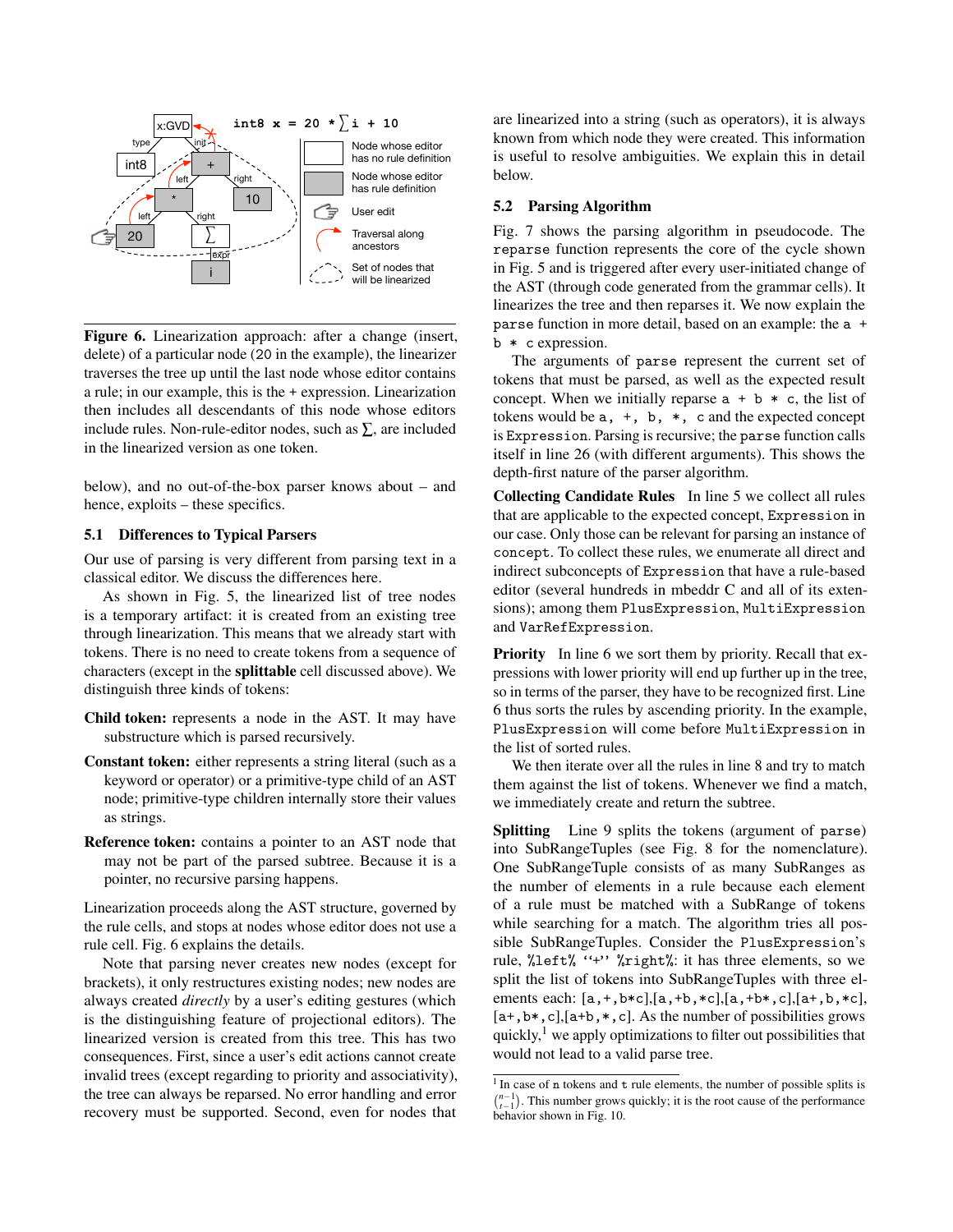x:GVD

type

init

int8

+

left

right

*

10

left

right

20

∑

expr

i

int8 x = 20 * ∑ i + 10

Node whose editor has no rule definition

Node whose editor has rule definition

User edit

Traversal along ancestors

Set of nodes that will be linearized

**Figure 6.** Linearization approach: after a change (insert, delete) of a particular node (20 in the example), the linearizer traverses the tree up until the last node whose editor contains a rule; in our example, this is the + expression. Linearization then includes all descendants of this node whose editors include rules. Non-rule-editor nodes, such as ∑, are included in the linearized version as one token.

below), and no out-of-the-box parser knows about – and hence, exploits – these specifics.

### 5.1 Differences to Typical Parsers

Our use of parsing is very different from parsing text in a classical editor. We discuss the differences here.

As shown in Fig. 5, the linearized list of tree nodes is a temporary artifact: it is created from an existing tree through linearization. This means that we already start with tokens. There is no need to create tokens from a sequence of characters (except in the **splittable** cell discussed above). We distinguish three kinds of tokens:

**Child token:** represents a node in the AST. It may have substructure which is parsed recursively.

**Constant token:** either represents a string literal (such as a keyword or operator) or a primitive-type child of an AST node; primitive-type children internally store their values as strings.

**Reference token:** contains a pointer to an AST node that may not be part of the parsed subtree. Because it is a pointer, no recursive parsing happens.

Linearization proceeds along the AST structure, governed by the rule cells, and stops at nodes whose editor does not use a rule cell. Fig. 6 explains the details.

Note that parsing never creates new nodes (except for brackets), it only restructures existing nodes; new nodes are always created *directly* by a user's editing gestures (which is the distinguishing feature of projectional editors). The linearized version is created from this tree. This has two consequences. First, since a user's edit actions cannot create invalid trees (except regarding to priority and associativity), the tree can always be reparsed. No error handling and error recovery must be supported. Second, even for nodes that are linearized into a string (such as operators), it is always known from which node they were created. This information is useful to resolve ambiguities. We explain this in detail below.

### 5.2 Parsing Algorithm

Fig. 7 shows the parsing algorithm in pseudocode. The `reparse` function represents the core of the cycle shown in Fig. 5 and is triggered after every user-initiated change of the AST (through code generated from the grammar cells). It linearizes the tree and then reparses it. We now explain the `parse` function in more detail, based on an example: the `a + b * c` expression.

The arguments of `parse` represent the current set of tokens that must be parsed, as well as the expected result concept. When we initially reparse `a + b * c`, the list of tokens would be `a, +, b, *, c` and the expected concept is `Expression`. Parsing is recursive; the `parse` function calls itself in line 26 (with different arguments). This shows the depth-first nature of the parser algorithm.

**Collecting Candidate Rules** In line 5 we collect all rules that are applicable to the expected concept, `Expression` in our case. Only those can be relevant for parsing an instance of `concept`. To collect these rules, we enumerate all direct and indirect subconcepts of `Expression` that have a rule-based editor (several hundreds in mbeddr C and all of its extensions); among them `PlusExpression`, `MultiExpression` and `VarRefExpression`.

**Priority** In line 6 we sort them by priority. Recall that expressions with lower priority will end up further up in the tree, so in terms of the parser, they have to be recognized first. Line 6 thus sorts the rules by ascending priority. In the example, `PlusExpression` will come before `MultiExpression` in the list of sorted rules.

We then iterate over all the rules in line 8 and try to match them against the list of tokens. Whenever we find a match, we immediately create and return the subtree.

**Splitting** Line 9 splits the tokens (argument of `parse`) into SubRangeTuples (see Fig. 8 for the nomenclature). One SubRangeTuple consists of as many SubRanges as the number of elements in a rule because each element of a rule must be matched with a SubRange of tokens while searching for a match. The algorithm tries all possible SubRangeTuples. Consider the `PlusExpression`'s rule, `%left% ''+'' %right%`: it has three elements, so we split the list of tokens into SubRangeTuples with three elements each: [a,+,b*c],[a,+b,*c],[a,+b*,c],[a+,b,*c], [a+,b*,c],[a+b,*,c]. As the number of possibilities grows quickly,[1] we apply optimizations to filter out possibilities that would not lead to a valid parse tree.

[1] In case of `n` tokens and `t` rule elements, the number of possible splits is $\binom{n-1}{t-1}$. This number grows quickly; it is the root cause of the performance behavior shown in Fig. 10.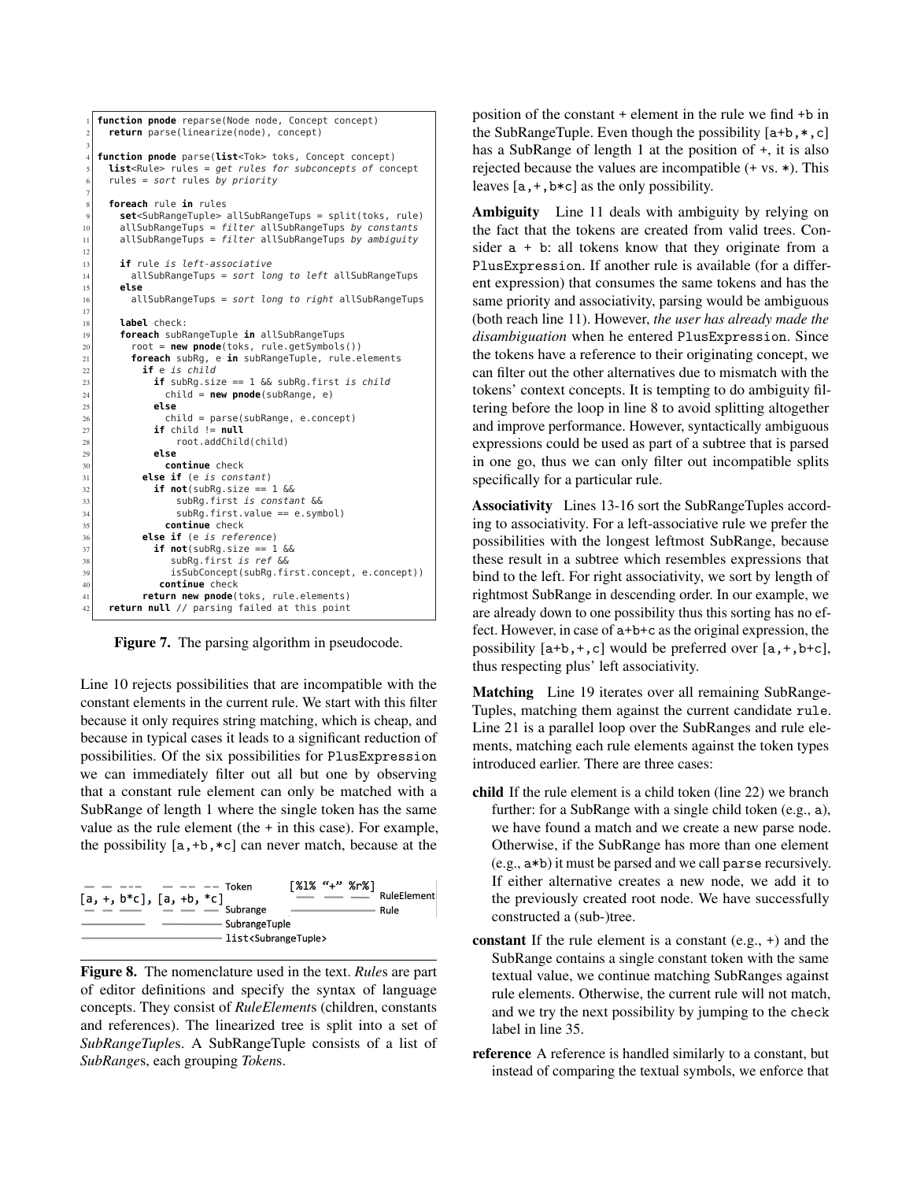```
function pnode reparse(Node node, Concept concept)
  return parse(linearize(node), concept)

function pnode parse(list<Tok> toks, Concept concept)
  list<Rule> rules = get rules for subconcepts of concept
  rules = sort rules by priority

  foreach rule in rules
    set<SubRangeTuple> allSubRangeTups = split(toks, rule)
    allSubRangeTups = filter allSubRangeTups by constants
    allSubRangeTups = filter allSubRangeTups by ambiguity

    if rule is left-associative
      allSubRangeTups = sort long to left allSubRangeTups
    else
      allSubRangeTups = sort long to right allSubRangeTups

    label check:
    foreach subRangeTuple in allSubRangeTups
      root = new pnode(toks, rule.getSymbols())
      foreach subRg, e in subRangeTuple, rule.elements
        if e is child
          if subRg.size == 1 && subRg.first is child
            child = new pnode(subRange, e)
          else
            child = parse(subRange, e.concept)
          if child != null
            root.addChild(child)
          else
            continue check
        else if (e is constant)
          if not(subRg.size == 1 &&
              subRg.first is constant &&
              subRg.first.value == e.symbol)
            continue check
        else if (e is reference)
          if not(subRg.size == 1 &&
             subRg.first is ref &&
             isSubConcept(subRg.first.concept, e.concept))
           continue check
      return new pnode(toks, rule.elements)
  return null // parsing failed at this point
```

**Figure 7.** The parsing algorithm in pseudocode.

Line 10 rejects possibilities that are incompatible with the constant elements in the current rule. We start with this filter because it only requires string matching, which is cheap, and because in typical cases it leads to a significant reduction of possibilities. Of the six possibilities for `PlusExpression` we can immediately filter out all but one by observing that a constant rule element can only be matched with a SubRange of length 1 where the single token has the same value as the rule element (the + in this case). For example, the possibility `[a,+b,*c]` can never match, because at the

```
— — ———  — —— — Token         [%1% "+" %r%]
[a, +, b*c], [a, +b, *c]       ——  ——  ——  RuleElement
— — ——   — —— — Subrange      ——————————  Rule
————————  ————————— SubrangeTuple
—————————————————— list<SubrangeTuple>
```

**Figure 8.** The nomenclature used in the text. *Rule*s are part of editor definitions and specify the syntax of language concepts. They consist of *RuleElement*s (children, constants and references). The linearized tree is split into a set of *SubRangeTuple*s. A SubRangeTuple consists of a list of *SubRange*s, each grouping *Token*s.

position of the constant + element in the rule we find `+b` in the SubRangeTuple. Even though the possibility `[a+b,*,c]` has a SubRange of length 1 at the position of +, it is also rejected because the values are incompatible (+ vs. *). This leaves `[a,+,b*c]` as the only possibility.

**Ambiguity** Line 11 deals with ambiguity by relying on the fact that the tokens are created from valid trees. Consider `a + b`: all tokens know that they originate from a `PlusExpression`. If another rule is available (for a different expression) that consumes the same tokens and has the same priority and associativity, parsing would be ambiguous (both reach line 11). However, *the user has already made the disambiguation* when he entered `PlusExpression`. Since the tokens have a reference to their originating concept, we can filter out the other alternatives due to mismatch with the tokens' context concepts. It is tempting to do ambiguity filtering before the loop in line 8 to avoid splitting altogether and improve performance. However, syntactically ambiguous expressions could be used as part of a subtree that is parsed in one go, thus we can only filter out incompatible splits specifically for a particular rule.

**Associativity** Lines 13-16 sort the SubRangeTuples according to associativity. For a left-associative rule we prefer the possibilities with the longest leftmost SubRange, because these result in a subtree which resembles expressions that bind to the left. For right associativity, we sort by length of rightmost SubRange in descending order. In our example, we are already down to one possibility thus this sorting has no effect. However, in case of `a+b+c` as the original expression, the possibility `[a+b,+,c]` would be preferred over `[a,+,b+c]`, thus respecting plus' left associativity.

**Matching** Line 19 iterates over all remaining SubRangeTuples, matching them against the current candidate `rule`. Line 21 is a parallel loop over the SubRanges and rule elements, matching each rule elements against the token types introduced earlier. There are three cases:

- **child** If the rule element is a child token (line 22) we branch further: for a SubRange with a single child token (e.g., `a`), we have found a match and we create a new parse node. Otherwise, if the SubRange has more than one element (e.g., `a*b`) it must be parsed and we call `parse` recursively. If either alternative creates a new node, we add it to the previously created root node. We have successfully constructed a (sub-)tree.
- **constant** If the rule element is a constant (e.g., +) and the SubRange contains a single constant token with the same textual value, we continue matching SubRanges against rule elements. Otherwise, the current rule will not match, and we try the next possibility by jumping to the `check` label in line 35.
- **reference** A reference is handled similarly to a constant, but instead of comparing the textual symbols, we enforce that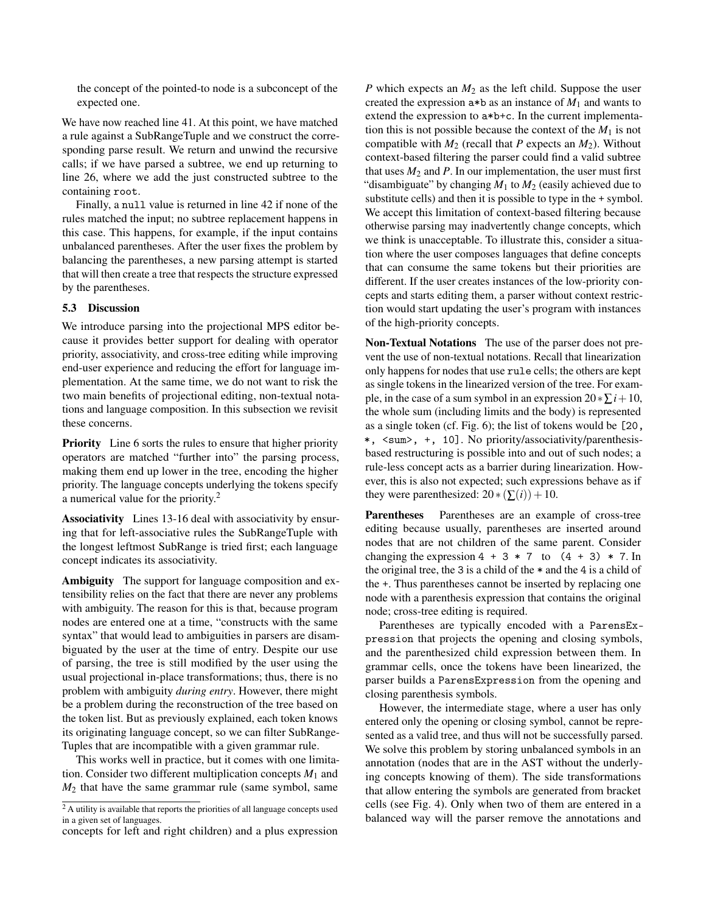the concept of the pointed-to node is a subconcept of the expected one.

We have now reached line 41. At this point, we have matched a rule against a SubRangeTuple and we construct the corresponding parse result. We return and unwind the recursive calls; if we have parsed a subtree, we end up returning to line 26, where we add the just constructed subtree to the containing `root`.

Finally, a `null` value is returned in line 42 if none of the rules matched the input; no subtree replacement happens in this case. This happens, for example, if the input contains unbalanced parentheses. After the user fixes the problem by balancing the parentheses, a new parsing attempt is started that will then create a tree that respects the structure expressed by the parentheses.

### 5.3 Discussion

We introduce parsing into the projectional MPS editor because it provides better support for dealing with operator priority, associativity, and cross-tree editing while improving end-user experience and reducing the effort for language implementation. At the same time, we do not want to risk the two main benefits of projectional editing, non-textual notations and language composition. In this subsection we revisit these concerns.

**Priority** Line 6 sorts the rules to ensure that higher priority operators are matched "further into" the parsing process, making them end up lower in the tree, encoding the higher priority. The language concepts underlying the tokens specify a numerical value for the priority.[2]

**Associativity** Lines 13-16 deal with associativity by ensuring that for left-associative rules the SubRangeTuple with the longest leftmost SubRange is tried first; each language concept indicates its associativity.

**Ambiguity** The support for language composition and extensibility relies on the fact that there are never any problems with ambiguity. The reason for this is that, because program nodes are entered one at a time, "constructs with the same syntax" that would lead to ambiguities in parsers are disambiguated by the user at the time of entry. Despite our use of parsing, the tree is still modified by the user using the usual projectional in-place transformations; thus, there is no problem with ambiguity *during entry*. However, there might be a problem during the reconstruction of the tree based on the token list. But as previously explained, each token knows its originating language concept, so we can filter SubRangeTuples that are incompatible with a given grammar rule.

This works well in practice, but it comes with one limitation. Consider two different multiplication concepts $M_1$ and $M_2$ that have the same grammar rule (same symbol, same concepts for left and right children) and a plus expression $P$ which expects an $M_2$ as the left child. Suppose the user created the expression `a*b` as an instance of $M_1$ and wants to extend the expression to `a*b+c`. In the current implementation this is not possible because the context of the $M_1$ is not compatible with $M_2$ (recall that $P$ expects an $M_2$). Without context-based filtering the parser could find a valid subtree that uses $M_2$ and $P$. In our implementation, the user must first "disambiguate" by changing $M_1$ to $M_2$ (easily achieved due to substitute cells) and then it is possible to type in the + symbol. We accept this limitation of context-based filtering because otherwise parsing may inadvertently change concepts, which we think is unacceptable. To illustrate this, consider a situation where the user composes languages that define concepts that can consume the same tokens but their priorities are different. If the user creates instances of the low-priority concepts and starts editing them, a parser without context restriction would start updating the user's program with instances of the high-priority concepts.

**Non-Textual Notations** The use of the parser does not prevent the use of non-textual notations. Recall that linearization only happens for nodes that use `rule` cells; the others are kept as single tokens in the linearized version of the tree. For example, in the case of a sum symbol in an expression $20 * \sum i + 10$, the whole sum (including limits and the body) is represented as a single token (cf. Fig. 6); the list of tokens would be `[20, *, <sum>, +, 10]`. No priority/associativity/parenthesis-based restructuring is possible into and out of such nodes; a rule-less concept acts as a barrier during linearization. However, this is also not expected; such expressions behave as if they were parenthesized: $20 * (\sum(i)) + 10$.

**Parentheses** Parentheses are an example of cross-tree editing because usually, parentheses are inserted around nodes that are not children of the same parent. Consider changing the expression `4 + 3 * 7` to `(4 + 3) * 7`. In the original tree, the `3` is a child of the `*` and the `4` is a child of the `+`. Thus parentheses cannot be inserted by replacing one node with a parenthesis expression that contains the original node; cross-tree editing is required.

Parentheses are typically encoded with a `ParensExpression` that projects the opening and closing symbols, and the parenthesized child expression between them. In grammar cells, once the tokens have been linearized, the parser builds a `ParensExpression` from the opening and closing parenthesis symbols.

However, the intermediate stage, where a user has only entered only the opening or closing symbol, cannot be represented as a valid tree, and thus will not be successfully parsed. We solve this problem by storing unbalanced symbols in an annotation (nodes that are in the AST without the underlying concepts knowing of them). The side transformations that allow entering the symbols are generated from bracket cells (see Fig. 4). Only when two of them are entered in a balanced way will the parser remove the annotations and

[2] A utility is available that reports the priorities of all language concepts used in a given set of languages.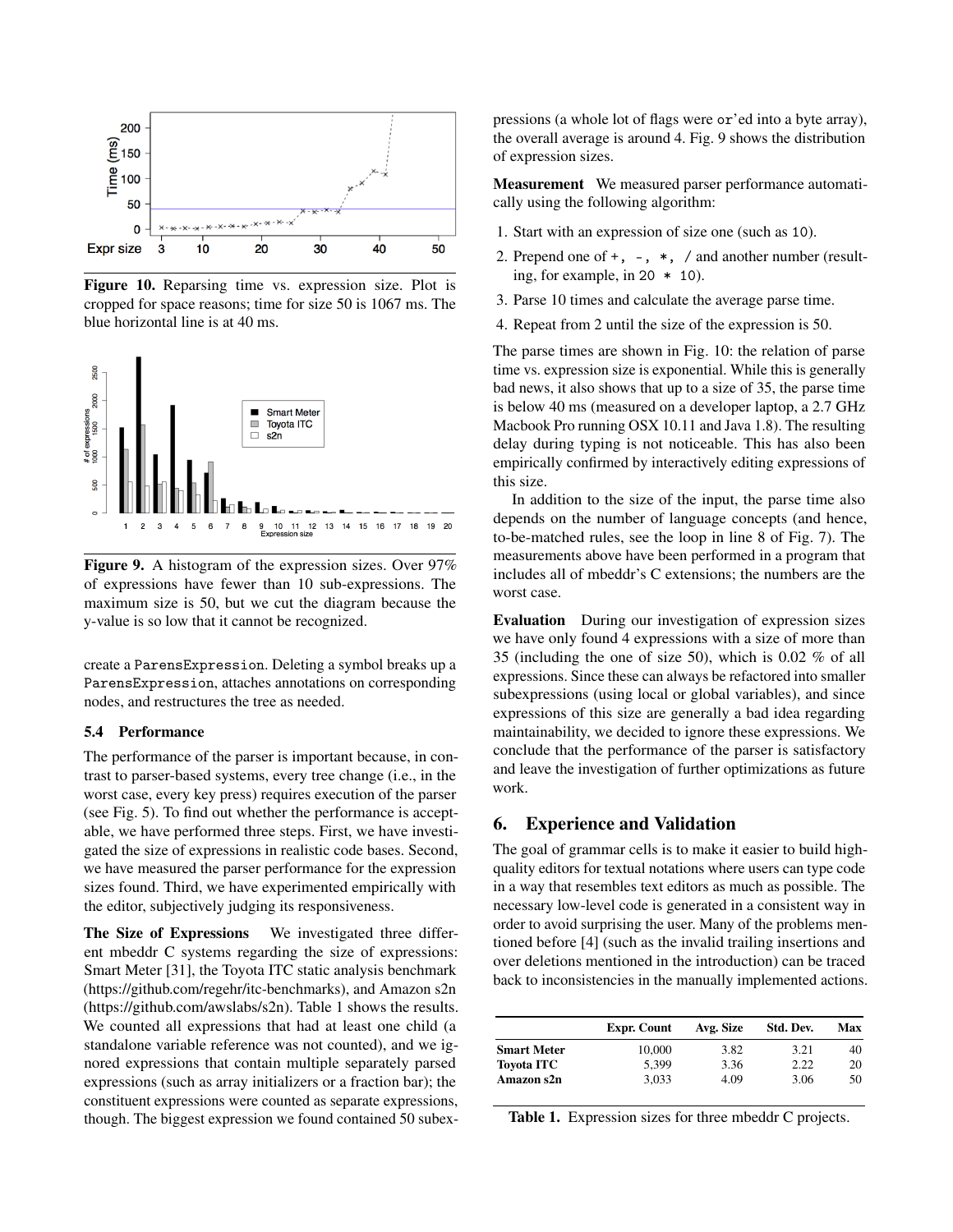Time (ms)
200
150
100
50
0
Expr size 3 10 20 30 40 50

**Figure 10.** Reparsing time vs. expression size. Plot is cropped for space reasons; time for size 50 is 1067 ms. The blue horizontal line is at 40 ms.

# of expressions
2500
2000
1500
1000
500
0
Smart Meter
Toyota ITC
s2n
1 2 3 4 5 6 7 8 9 10 11 12 13 14 15 16 17 18 19 20
Expression size

**Figure 9.** A histogram of the expression sizes. Over 97% of expressions have fewer than 10 sub-expressions. The maximum size is 50, but we cut the diagram because the y-value is so low that it cannot be recognized.

create a `ParensExpression`. Deleting a symbol breaks up a `ParensExpression`, attaches annotations on corresponding nodes, and restructures the tree as needed.

### 5.4 Performance

The performance of the parser is important because, in contrast to parser-based systems, every tree change (i.e., in the worst case, every key press) requires execution of the parser (see Fig. 5). To find out whether the performance is acceptable, we have performed three steps. First, we have investigated the size of expressions in realistic code bases. Second, we have measured the parser performance for the expression sizes found. Third, we have experimented empirically with the editor, subjectively judging its responsiveness.

**The Size of Expressions** We investigated three different mbeddr C systems regarding the size of expressions: Smart Meter [31], the Toyota ITC static analysis benchmark (https://github.com/regehr/itc-benchmarks), and Amazon s2n (https://github.com/awslabs/s2n). Table 1 shows the results. We counted all expressions that had at least one child (a standalone variable reference was not counted), and we ignored expressions that contain multiple separately parsed expressions (such as array initializers or a fraction bar); the constituent expressions were counted as separate expressions, though. The biggest expression we found contained 50 subexpressions (a whole lot of flags were `or`'ed into a byte array), the overall average is around 4. Fig. 9 shows the distribution of expression sizes.

**Measurement** We measured parser performance automatically using the following algorithm:

1. Start with an expression of size one (such as `10`).
2. Prepend one of `+, -, *, /` and another number (resulting, for example, in `20 * 10`).
3. Parse 10 times and calculate the average parse time.
4. Repeat from 2 until the size of the expression is 50.

The parse times are shown in Fig. 10: the relation of parse time vs. expression size is exponential. While this is generally bad news, it also shows that up to a size of 35, the parse time is below 40 ms (measured on a developer laptop, a 2.7 GHz Macbook Pro running OSX 10.11 and Java 1.8). The resulting delay during typing is not noticeable. This has also been empirically confirmed by interactively editing expressions of this size.

In addition to the size of the input, the parse time also depends on the number of language concepts (and hence, to-be-matched rules, see the loop in line 8 of Fig. 7). The measurements above have been performed in a program that includes all of mbeddr's C extensions; the numbers are the worst case.

**Evaluation** During our investigation of expression sizes we have only found 4 expressions with a size of more than 35 (including the one of size 50), which is 0.02 % of all expressions. Since these can always be refactored into smaller subexpressions (using local or global variables), and since expressions of this size are generally a bad idea regarding maintainability, we decided to ignore these expressions. We conclude that the performance of the parser is satisfactory and leave the investigation of further optimizations as future work.

## 6. Experience and Validation

The goal of grammar cells is to make it easier to build high-quality editors for textual notations where users can type code in a way that resembles text editors as much as possible. The necessary low-level code is generated in a consistent way in order to avoid surprising the user. Many of the problems mentioned before [4] (such as the invalid trailing insertions and over deletions mentioned in the introduction) can be traced back to inconsistencies in the manually implemented actions.

| | Expr. Count | Avg. Size | Std. Dev. | Max |
|---|---|---|---|---|
| **Smart Meter** | 10,000 | 3.82 | 3.21 | 40 |
| **Toyota ITC** | 5,399 | 3.36 | 2.22 | 20 |
| **Amazon s2n** | 3,033 | 4.09 | 3.06 | 50 |

**Table 1.** Expression sizes for three mbeddr C projects.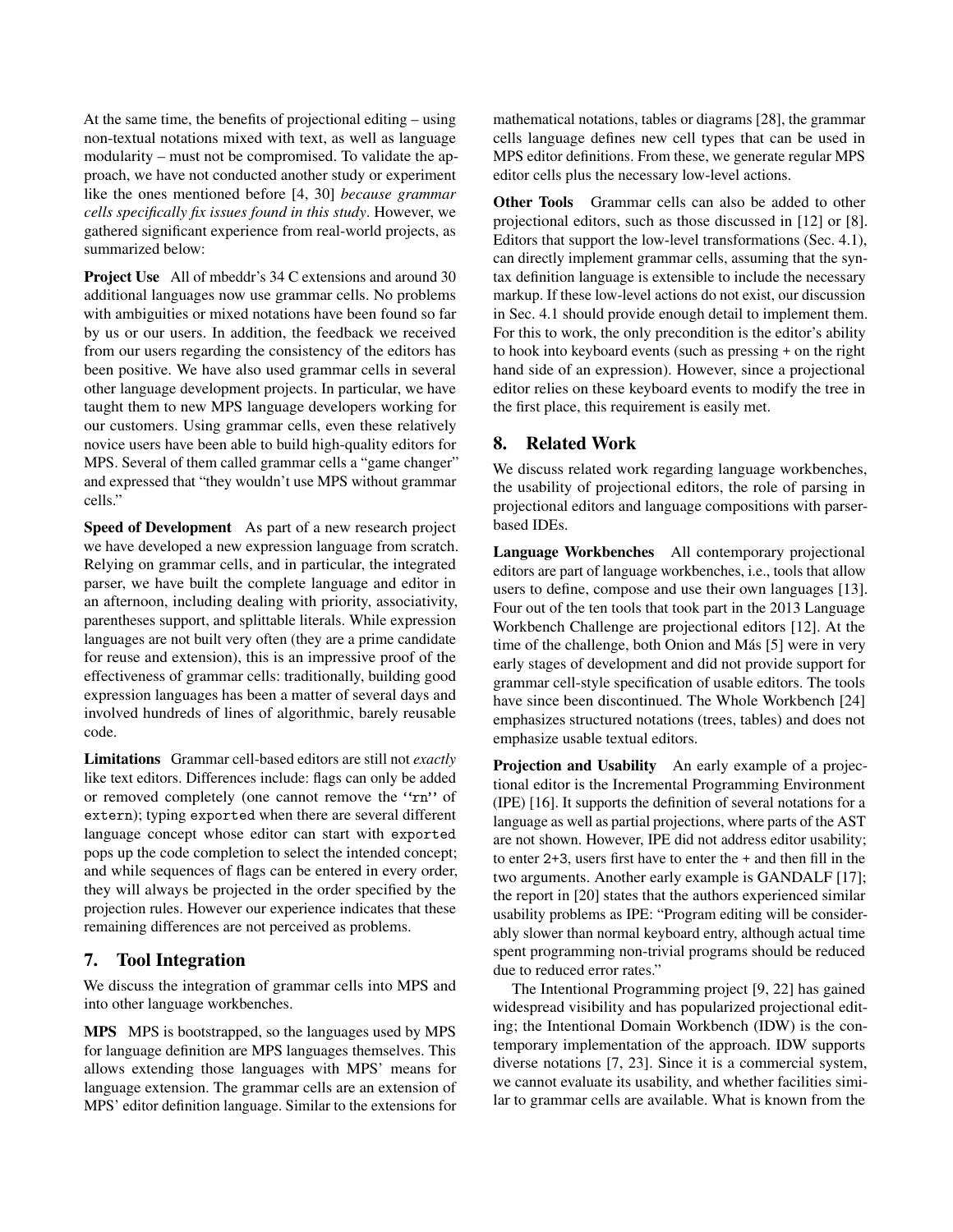At the same time, the benefits of projectional editing – using non-textual notations mixed with text, as well as language modularity – must not be compromised. To validate the approach, we have not conducted another study or experiment like the ones mentioned before [4, 30] *because grammar cells specifically fix issues found in this study*. However, we gathered significant experience from real-world projects, as summarized below:

**Project Use** All of mbeddr's 34 C extensions and around 30 additional languages now use grammar cells. No problems with ambiguities or mixed notations have been found so far by us or our users. In addition, the feedback we received from our users regarding the consistency of the editors has been positive. We have also used grammar cells in several other language development projects. In particular, we have taught them to new MPS language developers working for our customers. Using grammar cells, even these relatively novice users have been able to build high-quality editors for MPS. Several of them called grammar cells a "game changer" and expressed that "they wouldn't use MPS without grammar cells."

**Speed of Development** As part of a new research project we have developed a new expression language from scratch. Relying on grammar cells, and in particular, the integrated parser, we have built the complete language and editor in an afternoon, including dealing with priority, associativity, parentheses support, and splittable literals. While expression languages are not built very often (they are a prime candidate for reuse and extension), this is an impressive proof of the effectiveness of grammar cells: traditionally, building good expression languages has been a matter of several days and involved hundreds of lines of algorithmic, barely reusable code.

**Limitations** Grammar cell-based editors are still not *exactly* like text editors. Differences include: flags can only be added or removed completely (one cannot remove the `"rn"` of `extern`); typing `exported` when there are several different language concept whose editor can start with `exported` pops up the code completion to select the intended concept; and while sequences of flags can be entered in every order, they will always be projected in the order specified by the projection rules. However our experience indicates that these remaining differences are not perceived as problems.

## 7. Tool Integration

We discuss the integration of grammar cells into MPS and into other language workbenches.

**MPS** MPS is bootstrapped, so the languages used by MPS for language definition are MPS languages themselves. This allows extending those languages with MPS' means for language extension. The grammar cells are an extension of MPS' editor definition language. Similar to the extensions for mathematical notations, tables or diagrams [28], the grammar cells language defines new cell types that can be used in MPS editor definitions. From these, we generate regular MPS editor cells plus the necessary low-level actions.

**Other Tools** Grammar cells can also be added to other projectional editors, such as those discussed in [12] or [8]. Editors that support the low-level transformations (Sec. 4.1), can directly implement grammar cells, assuming that the syntax definition language is extensible to include the necessary markup. If these low-level actions do not exist, our discussion in Sec. 4.1 should provide enough detail to implement them. For this to work, the only precondition is the editor's ability to hook into keyboard events (such as pressing + on the right hand side of an expression). However, since a projectional editor relies on these keyboard events to modify the tree in the first place, this requirement is easily met.

## 8. Related Work

We discuss related work regarding language workbenches, the usability of projectional editors, the role of parsing in projectional editors and language compositions with parser-based IDEs.

**Language Workbenches** All contemporary projectional editors are part of language workbenches, i.e., tools that allow users to define, compose and use their own languages [13]. Four out of the ten tools that took part in the 2013 Language Workbench Challenge are projectional editors [12]. At the time of the challenge, both Onion and Más [5] were in very early stages of development and did not provide support for grammar cell-style specification of usable editors. The tools have since been discontinued. The Whole Workbench [24] emphasizes structured notations (trees, tables) and does not emphasize usable textual editors.

**Projection and Usability** An early example of a projectional editor is the Incremental Programming Environment (IPE) [16]. It supports the definition of several notations for a language as well as partial projections, where parts of the AST are not shown. However, IPE did not address editor usability; to enter `2+3`, users first have to enter the + and then fill in the two arguments. Another early example is GANDALF [17]; the report in [20] states that the authors experienced similar usability problems as IPE: "Program editing will be considerably slower than normal keyboard entry, although actual time spent programming non-trivial programs should be reduced due to reduced error rates."

The Intentional Programming project [9, 22] has gained widespread visibility and has popularized projectional editing; the Intentional Domain Workbench (IDW) is the contemporary implementation of the approach. IDW supports diverse notations [7, 23]. Since it is a commercial system, we cannot evaluate its usability, and whether facilities similar to grammar cells are available. What is known from the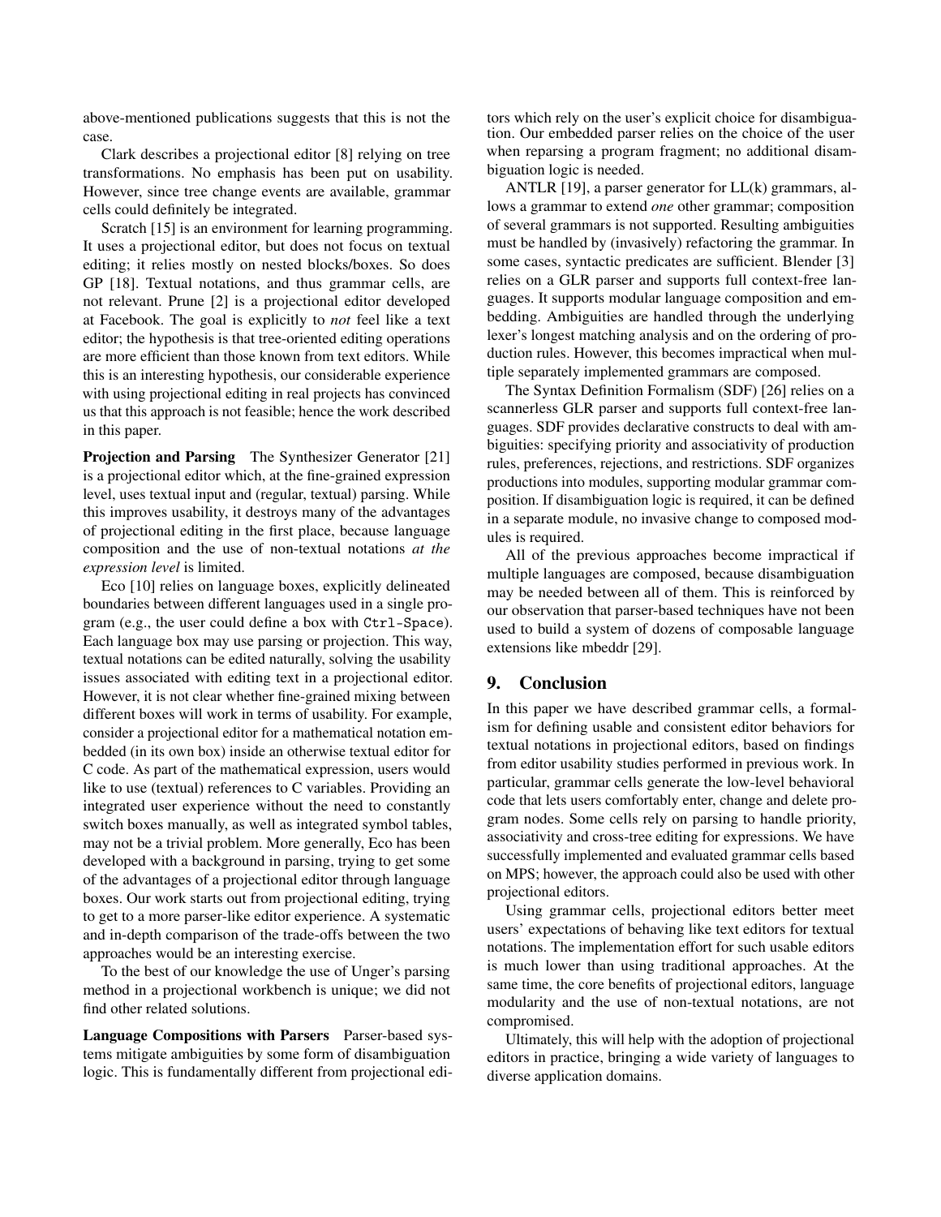above-mentioned publications suggests that this is not the case.

Clark describes a projectional editor [8] relying on tree transformations. No emphasis has been put on usability. However, since tree change events are available, grammar cells could definitely be integrated.

Scratch [15] is an environment for learning programming. It uses a projectional editor, but does not focus on textual editing; it relies mostly on nested blocks/boxes. So does GP [18]. Textual notations, and thus grammar cells, are not relevant. Prune [2] is a projectional editor developed at Facebook. The goal is explicitly to *not* feel like a text editor; the hypothesis is that tree-oriented editing operations are more efficient than those known from text editors. While this is an interesting hypothesis, our considerable experience with using projectional editing in real projects has convinced us that this approach is not feasible; hence the work described in this paper.

**Projection and Parsing** The Synthesizer Generator [21] is a projectional editor which, at the fine-grained expression level, uses textual input and (regular, textual) parsing. While this improves usability, it destroys many of the advantages of projectional editing in the first place, because language composition and the use of non-textual notations *at the expression level* is limited.

Eco [10] relies on language boxes, explicitly delineated boundaries between different languages used in a single program (e.g., the user could define a box with `Ctrl-Space`). Each language box may use parsing or projection. This way, textual notations can be edited naturally, solving the usability issues associated with editing text in a projectional editor. However, it is not clear whether fine-grained mixing between different boxes will work in terms of usability. For example, consider a projectional editor for a mathematical notation embedded (in its own box) inside an otherwise textual editor for C code. As part of the mathematical expression, users would like to use (textual) references to C variables. Providing an integrated user experience without the need to constantly switch boxes manually, as well as integrated symbol tables, may not be a trivial problem. More generally, Eco has been developed with a background in parsing, trying to get some of the advantages of a projectional editor through language boxes. Our work starts out from projectional editing, trying to get to a more parser-like editor experience. A systematic and in-depth comparison of the trade-offs between the two approaches would be an interesting exercise.

To the best of our knowledge the use of Unger's parsing method in a projectional workbench is unique; we did not find other related solutions.

**Language Compositions with Parsers** Parser-based systems mitigate ambiguities by some form of disambiguation logic. This is fundamentally different from projectional editors which rely on the user's explicit choice for disambiguation. Our embedded parser relies on the choice of the user when reparsing a program fragment; no additional disambiguation logic is needed.

ANTLR [19], a parser generator for LL(k) grammars, allows a grammar to extend *one* other grammar; composition of several grammars is not supported. Resulting ambiguities must be handled by (invasively) refactoring the grammar. In some cases, syntactic predicates are sufficient. Blender [3] relies on a GLR parser and supports full context-free languages. It supports modular language composition and embedding. Ambiguities are handled through the underlying lexer's longest matching analysis and on the ordering of production rules. However, this becomes impractical when multiple separately implemented grammars are composed.

The Syntax Definition Formalism (SDF) [26] relies on a scannerless GLR parser and supports full context-free languages. SDF provides declarative constructs to deal with ambiguities: specifying priority and associativity of production rules, preferences, rejections, and restrictions. SDF organizes productions into modules, supporting modular grammar composition. If disambiguation logic is required, it can be defined in a separate module, no invasive change to composed modules is required.

All of the previous approaches become impractical if multiple languages are composed, because disambiguation may be needed between all of them. This is reinforced by our observation that parser-based techniques have not been used to build a system of dozens of composable language extensions like mbeddr [29].

## 9. Conclusion

In this paper we have described grammar cells, a formalism for defining usable and consistent editor behaviors for textual notations in projectional editors, based on findings from editor usability studies performed in previous work. In particular, grammar cells generate the low-level behavioral code that lets users comfortably enter, change and delete program nodes. Some cells rely on parsing to handle priority, associativity and cross-tree editing for expressions. We have successfully implemented and evaluated grammar cells based on MPS; however, the approach could also be used with other projectional editors.

Using grammar cells, projectional editors better meet users' expectations of behaving like text editors for textual notations. The implementation effort for such usable editors is much lower than using traditional approaches. At the same time, the core benefits of projectional editors, language modularity and the use of non-textual notations, are not compromised.

Ultimately, this will help with the adoption of projectional editors in practice, bringing a wide variety of languages to diverse application domains.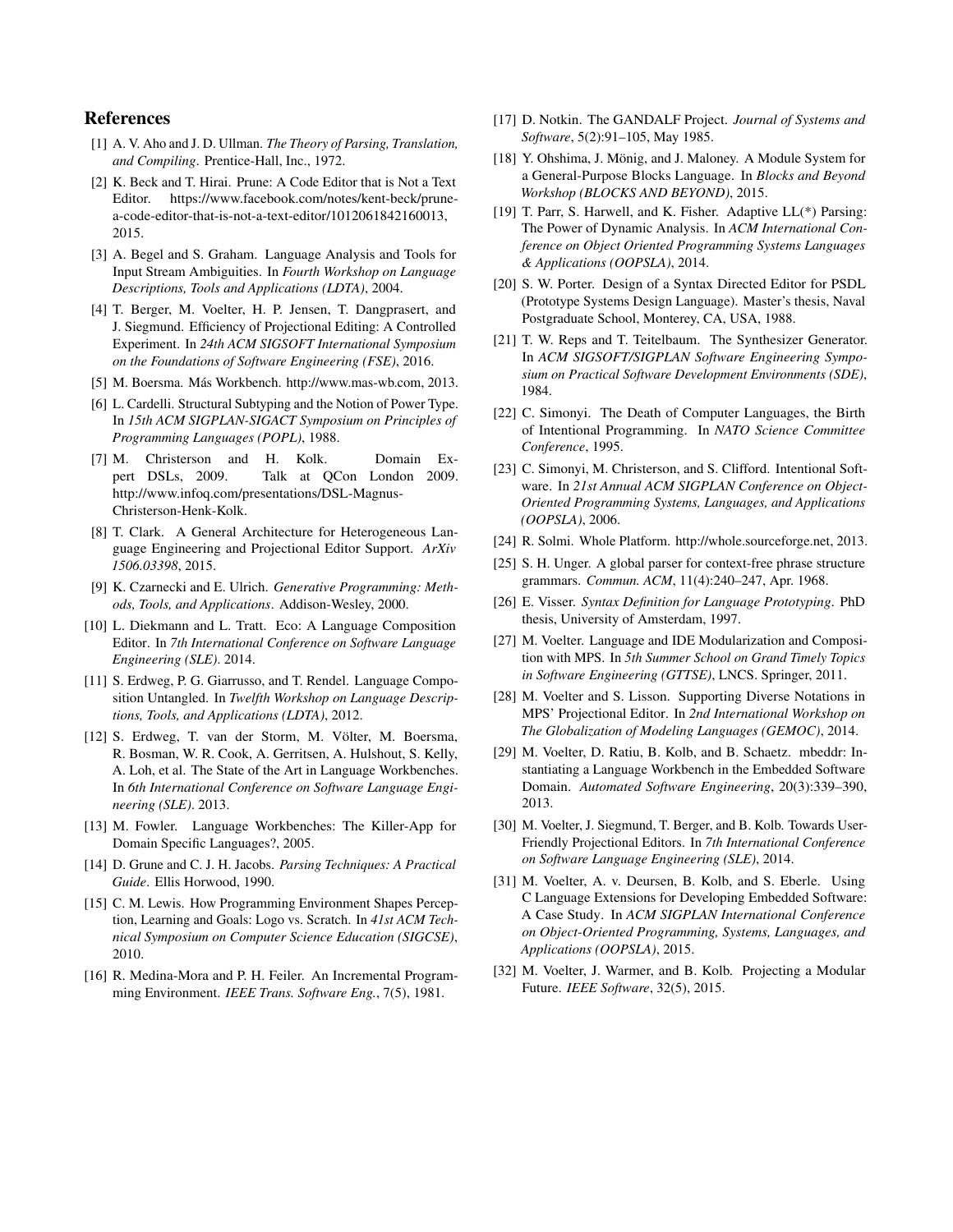## References

[1] A. V. Aho and J. D. Ullman. *The Theory of Parsing, Translation, and Compiling*. Prentice-Hall, Inc., 1972.

[2] K. Beck and T. Hirai. Prune: A Code Editor that is Not a Text Editor. https://www.facebook.com/notes/kent-beck/prune-a-code-editor-that-is-not-a-text-editor/1012061842160013, 2015.

[3] A. Begel and S. Graham. Language Analysis and Tools for Input Stream Ambiguities. In *Fourth Workshop on Language Descriptions, Tools and Applications (LDTA)*, 2004.

[4] T. Berger, M. Voelter, H. P. Jensen, T. Dangprasert, and J. Siegmund. Efficiency of Projectional Editing: A Controlled Experiment. In *24th ACM SIGSOFT International Symposium on the Foundations of Software Engineering (FSE)*, 2016.

[5] M. Boersma. Más Workbench. http://www.mas-wb.com, 2013.

[6] L. Cardelli. Structural Subtyping and the Notion of Power Type. In *15th ACM SIGPLAN-SIGACT Symposium on Principles of Programming Languages (POPL)*, 1988.

[7] M. Christerson and H. Kolk. Domain Expert DSLs, 2009. Talk at QCon London 2009. http://www.infoq.com/presentations/DSL-Magnus-Christerson-Henk-Kolk.

[8] T. Clark. A General Architecture for Heterogeneous Language Engineering and Projectional Editor Support. *ArXiv 1506.03398*, 2015.

[9] K. Czarnecki and E. Ulrich. *Generative Programming: Methods, Tools, and Applications*. Addison-Wesley, 2000.

[10] L. Diekmann and L. Tratt. Eco: A Language Composition Editor. In *7th International Conference on Software Language Engineering (SLE)*. 2014.

[11] S. Erdweg, P. G. Giarrusso, and T. Rendel. Language Composition Untangled. In *Twelfth Workshop on Language Descriptions, Tools, and Applications (LDTA)*, 2012.

[12] S. Erdweg, T. van der Storm, M. Völter, M. Boersma, R. Bosman, W. R. Cook, A. Gerritsen, A. Hulshout, S. Kelly, A. Loh, et al. The State of the Art in Language Workbenches. In *6th International Conference on Software Language Engineering (SLE)*. 2013.

[13] M. Fowler. Language Workbenches: The Killer-App for Domain Specific Languages?, 2005.

[14] D. Grune and C. J. H. Jacobs. *Parsing Techniques: A Practical Guide*. Ellis Horwood, 1990.

[15] C. M. Lewis. How Programming Environment Shapes Perception, Learning and Goals: Logo vs. Scratch. In *41st ACM Technical Symposium on Computer Science Education (SIGCSE)*, 2010.

[16] R. Medina-Mora and P. H. Feiler. An Incremental Programming Environment. *IEEE Trans. Software Eng.*, 7(5), 1981.

[17] D. Notkin. The GANDALF Project. *Journal of Systems and Software*, 5(2):91–105, May 1985.

[18] Y. Ohshima, J. Mönig, and J. Maloney. A Module System for a General-Purpose Blocks Language. In *Blocks and Beyond Workshop (BLOCKS AND BEYOND)*, 2015.

[19] T. Parr, S. Harwell, and K. Fisher. Adaptive LL(*) Parsing: The Power of Dynamic Analysis. In *ACM International Conference on Object Oriented Programming Systems Languages & Applications (OOPSLA)*, 2014.

[20] S. W. Porter. Design of a Syntax Directed Editor for PSDL (Prototype Systems Design Language). Master's thesis, Naval Postgraduate School, Monterey, CA, USA, 1988.

[21] T. W. Reps and T. Teitelbaum. The Synthesizer Generator. In *ACM SIGSOFT/SIGPLAN Software Engineering Symposium on Practical Software Development Environments (SDE)*, 1984.

[22] C. Simonyi. The Death of Computer Languages, the Birth of Intentional Programming. In *NATO Science Committee Conference*, 1995.

[23] C. Simonyi, M. Christerson, and S. Clifford. Intentional Software. In *21st Annual ACM SIGPLAN Conference on Object-Oriented Programming Systems, Languages, and Applications (OOPSLA)*, 2006.

[24] R. Solmi. Whole Platform. http://whole.sourceforge.net, 2013.

[25] S. H. Unger. A global parser for context-free phrase structure grammars. *Commun. ACM*, 11(4):240–247, Apr. 1968.

[26] E. Visser. *Syntax Definition for Language Prototyping*. PhD thesis, University of Amsterdam, 1997.

[27] M. Voelter. Language and IDE Modularization and Composition with MPS. In *5th Summer School on Grand Timely Topics in Software Engineering (GTTSE)*, LNCS. Springer, 2011.

[28] M. Voelter and S. Lisson. Supporting Diverse Notations in MPS' Projectional Editor. In *2nd International Workshop on The Globalization of Modeling Languages (GEMOC)*, 2014.

[29] M. Voelter, D. Ratiu, B. Kolb, and B. Schaetz. mbeddr: Instantiating a Language Workbench in the Embedded Software Domain. *Automated Software Engineering*, 20(3):339–390, 2013.

[30] M. Voelter, J. Siegmund, T. Berger, and B. Kolb. Towards User-Friendly Projectional Editors. In *7th International Conference on Software Language Engineering (SLE)*, 2014.

[31] M. Voelter, A. v. Deursen, B. Kolb, and S. Eberle. Using C Language Extensions for Developing Embedded Software: A Case Study. In *ACM SIGPLAN International Conference on Object-Oriented Programming, Systems, Languages, and Applications (OOPSLA)*, 2015.

[32] M. Voelter, J. Warmer, and B. Kolb. Projecting a Modular Future. *IEEE Software*, 32(5), 2015.